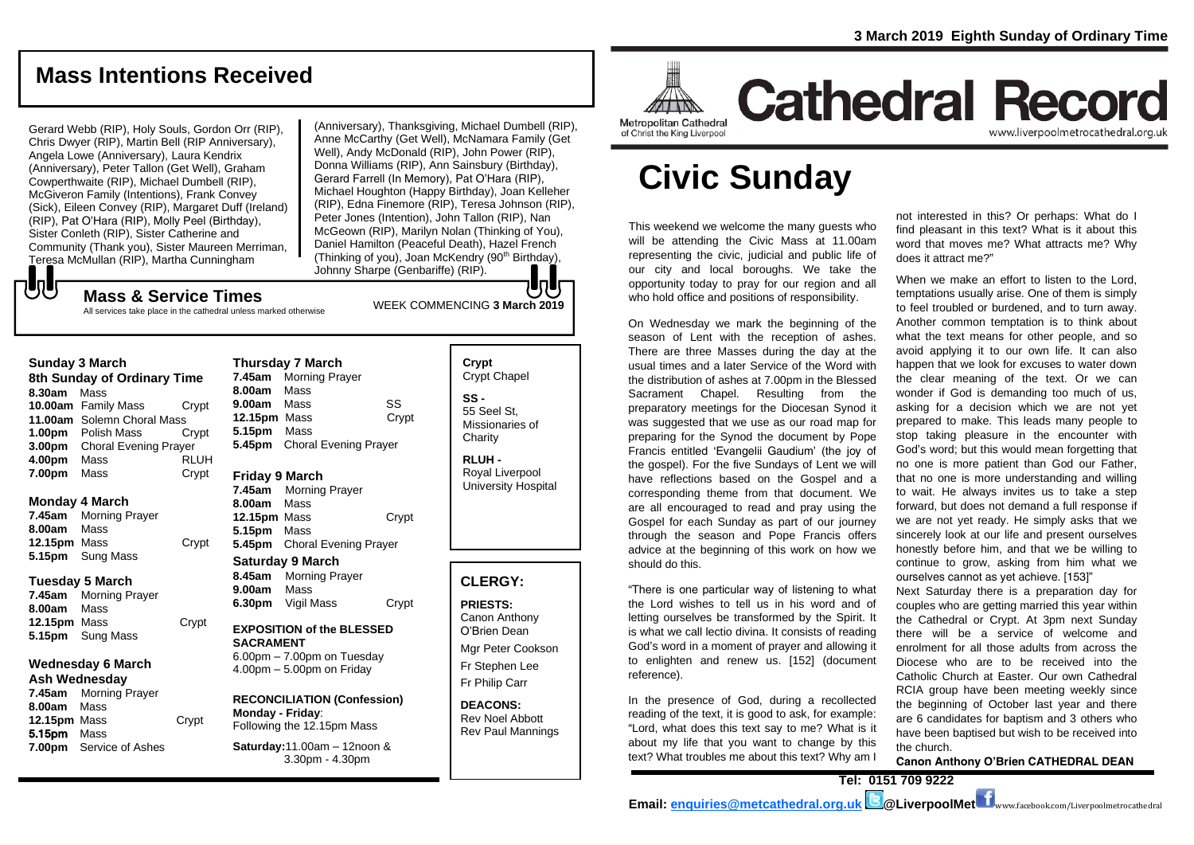# Mass Intentions Received

Gerard Webb (RIP), Holy Souls, Gordon Orr (RIP), Chris Dwyer (RIP), Martin Bell (RIP Anniversary), Angela Lowe (Anniversary), Laura Kendrix (Anniversary), Peter Tallon (Get Well), Graham Cowperthwaite (RIP), Michael Dumbell (RIP), McGiveron Family (Intentions), Frank Convey (Sick), Eileen Convey (RIP), Margaret Duff (Ireland) (RIP), Pat O'Hara (RIP), Molly Peel (Birthday), Sister Conleth (RIP), Sister Catherine and Community (Thank you), Sister Maureen Merriman, Teresa McMullan (RIP), Martha Cunningham (Anniversary), Thanksgiving, Michael Dumbell (RIP), Anne McCarthy (Get Well), McNamara Family (Get Well), Andy McDonald (RIP), John Power (RIP), Donna Williams (RIP), Ann Sainsbury (Birthday), Gerard Farrell (In Memory), Pat O'Hara (RIP), Michael Houghton (Happy Birthday), Joan Kelleher (RIP), Edna Finemore (RIP), Teresa Johnson (RIP), Peter Jones (Intention), John Tallon (RIP), Nan McGeown (RIP), Marilyn Nolan (Thinking of You), Daniel Hamilton (Peaceful Death), Hazel French (Thinking of you), Joan McKendry (90th Birthday), Johnny Sharpe (Genbariffe) (RIP).

## Mass & Service Times

All services take place in the cathedral unless marked otherwise

WEEK COMMENCING **3 March 2019**

### Sunday 3 March
**8th Sunday of Ordinary Time**

**8.30am** Mass
**10.00am** Family Mass — Crypt
**11.00am** Solemn Choral Mass
**1.00pm** Polish Mass — Crypt
**3.00pm** Choral Evening Prayer
**4.00pm** Mass — RLUH
**7.00pm** Mass — Crypt

### Monday 4 March

**7.45am** Morning Prayer
**8.00am** Mass
**12.15pm** Mass — Crypt
**5.15pm** Sung Mass

### Tuesday 5 March

**7.45am** Morning Prayer
**8.00am** Mass
**12.15pm** Mass — Crypt
**5.15pm** Sung Mass

### Wednesday 6 March
**Ash Wednesday**

**7.45am** Morning Prayer
**8.00am** Mass
**12.15pm** Mass — Crypt
**5.15pm** Mass
**7.00pm** Service of Ashes

### Thursday 7 March

**7.45am** Morning Prayer
**8.00am** Mass
**9.00am** Mass — SS
**12.15pm** Mass — Crypt
**5.15pm** Mass
**5.45pm** Choral Evening Prayer

### Friday 9 March

**7.45am** Morning Prayer
**8.00am** Mass
**12.15pm** Mass — Crypt
**5.15pm** Mass
**5.45pm** Choral Evening Prayer

### Saturday 9 March

**8.45am** Morning Prayer
**9.00am** Mass
**6.30pm** Vigil Mass — Crypt

**EXPOSITION of the BLESSED SACRAMENT**
6.00pm – 7.00pm on Tuesday
4.00pm – 5.00pm on Friday

**RECONCILIATION (Confession)**
**Monday - Friday**:
Following the 12.15pm Mass

**Saturday:**11.00am – 12noon & 3.30pm - 4.30pm

**Crypt**
Crypt Chapel

**SS -**
55 Seel St, Missionaries of Charity

**RLUH -**
Royal Liverpool University Hospital

## CLERGY:

**PRIESTS:**
Canon Anthony O'Brien Dean
Mgr Peter Cookson
Fr Stephen Lee
Fr Philip Carr

**DEACONS:**
Rev Noel Abbott
Rev Paul Mannings

**3 March 2019 Eighth Sunday of Ordinary Time**

Metropolitan Cathedral of Christ the King Liverpool

# Cathedral Record

www.liverpoolmetrocathedral.org.uk

# Civic Sunday

This weekend we welcome the many guests who will be attending the Civic Mass at 11.00am representing the civic, judicial and public life of our city and local boroughs. We take the opportunity today to pray for our region and all who hold office and positions of responsibility.

On Wednesday we mark the beginning of the season of Lent with the reception of ashes. There are three Masses during the day at the usual times and a later Service of the Word with the distribution of ashes at 7.00pm in the Blessed Sacrament Chapel. Resulting from the preparatory meetings for the Diocesan Synod it was suggested that we use as our road map for preparing for the Synod the document by Pope Francis entitled 'Evangelii Gaudium' (the joy of the gospel). For the five Sundays of Lent we will have reflections based on the Gospel and a corresponding theme from that document. We are all encouraged to read and pray using the Gospel for each Sunday as part of our journey through the season and Pope Francis offers advice at the beginning of this work on how we should do this.

"There is one particular way of listening to what the Lord wishes to tell us in his word and of letting ourselves be transformed by the Spirit. It is what we call lectio divina. It consists of reading God's word in a moment of prayer and allowing it to enlighten and renew us. [152] (document reference).

In the presence of God, during a recollected reading of the text, it is good to ask, for example: "Lord, what does this text say to me? What is it about my life that you want to change by this text? What troubles me about this text? Why am I not interested in this? Or perhaps: What do I find pleasant in this text? What is it about this word that moves me? What attracts me? Why does it attract me?"

When we make an effort to listen to the Lord, temptations usually arise. One of them is simply to feel troubled or burdened, and to turn away. Another common temptation is to think about what the text means for other people, and so avoid applying it to our own life. It can also happen that we look for excuses to water down the clear meaning of the text. Or we can wonder if God is demanding too much of us, asking for a decision which we are not yet prepared to make. This leads many people to stop taking pleasure in the encounter with God's word; but this would mean forgetting that no one is more patient than God our Father, that no one is more understanding and willing to wait. He always invites us to take a step forward, but does not demand a full response if we are not yet ready. He simply asks that we sincerely look at our life and present ourselves honestly before him, and that we be willing to continue to grow, asking from him what we ourselves cannot as yet achieve. [153]"

Next Saturday there is a preparation day for couples who are getting married this year within the Cathedral or Crypt. At 3pm next Sunday there will be a service of welcome and enrolment for all those adults from across the Diocese who are to be received into the Catholic Church at Easter. Our own Cathedral RCIA group have been meeting weekly since the beginning of October last year and there are 6 candidates for baptism and 3 others who have been baptised but wish to be received into the church.

**Canon Anthony O'Brien CATHEDRAL DEAN**

**Tel: 0151 709 9222**

**Email: enquiries@metcathedral.org.uk @LiverpoolMet** www.facebook.com/Liverpoolmetrocathedral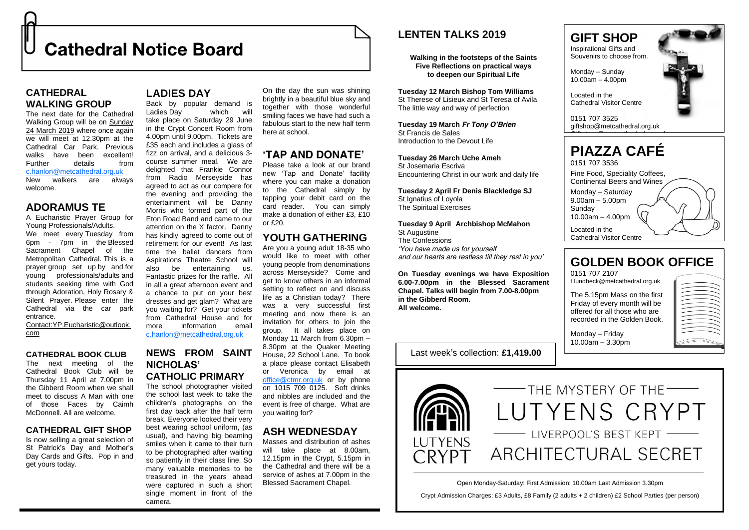# Cathedral Notice Board

## CATHEDRAL WALKING GROUP

The next date for the Cathedral Walking Group will be on Sunday 24 March 2019 where once again we will meet at 12.30pm at the Cathedral Car Park. Previous walks have been excellent! Further details from c.hanlon@metcathedral.org.uk

New walkers are always welcome.

## ADORAMUS TE

A Eucharistic Prayer Group for Young Professionals/Adults.

We meet every Tuesday from 6pm - 7pm in the Blessed Sacrament Chapel of the Metropolitan Cathedral. This is a prayer group set up by and for young professionals/adults and students seeking time with God through Adoration, Holy Rosary & Silent Prayer. Please enter the Cathedral via the car park entrance.

Contact:YP.Eucharistic@outlook.com

### CATHEDRAL BOOK CLUB

The next meeting of the Cathedral Book Club will be Thursday 11 April at 7.00pm in the Gibberd Room when we shall meet to discuss A Man with one of those Faces by Caimh McDonnell. All are welcome.

### CATHEDRAL GIFT SHOP

Is now selling a great selection of St Patrick's Day and Mother's Day Cards and Gifts. Pop in and get yours today.

## LADIES DAY

Back by popular demand is Ladies Day which will take place on Saturday 29 June in the Crypt Concert Room from 4.00pm until 9.00pm. Tickets are £35 each and includes a glass of fizz on arrival, and a delicious 3-course summer meal. We are delighted that Frankie Connor from Radio Merseyside has agreed to act as our compere for the evening and providing the entertainment will be Danny Morris who formed part of the Eton Road Band and came to our attention on the X factor. Danny has kindly agreed to come out of retirement for our event! As last time the ballet dancers from Aspirations Theatre School will also be entertaining us. Fantastic prizes for the raffle. All in all a great afternoon event and a chance to put on your best dresses and get glam? What are you waiting for? Get your tickets from Cathedral House and for more information email c.hanlon@metcathedral.org.uk

## NEWS FROM SAINT NICHOLAS' CATHOLIC PRIMARY

The school photographer visited the school last week to take the children's photographs on the first day back after the half term break. Everyone looked their very best wearing school uniform, (as usual), and having big beaming smiles when it came to their turn to be photographed after waiting so patiently in their class line. So many valuable memories to be treasured in the years ahead were captured in such a short single moment in front of the camera.

On the day the sun was shining brightly in a beautiful blue sky and together with those wonderful smiling faces we have had such a fabulous start to the new half term here at school.

## 'TAP AND DONATE'

Please take a look at our brand new 'Tap and Donate' facility where you can make a donation to the Cathedral simply by tapping your debit card on the card reader. You can simply make a donation of either £3, £10 or £20.

## YOUTH GATHERING

Are you a young adult 18-35 who would like to meet with other young people from denominations across Merseyside? Come and get to know others in an informal setting to reflect on and discuss life as a Christian today? There was a very successful first meeting and now there is an invitation for others to join the group. It all takes place on Monday 11 March from 6.30pm – 8.30pm at the Quaker Meeting House, 22 School Lane. To book a place please contact Elisabeth or Veronica by email at office@ctmr.org.uk or by phone on 1015 709 0125. Soft drinks and nibbles are included and the event is free of charge. What are you waiting for?

## ASH WEDNESDAY

Masses and distribution of ashes will take place at 8.00am, 12.15pm in the Crypt, 5.15pm in the Cathedral and there will be a service of ashes at 7.00pm in the Blessed Sacrament Chapel.

## LENTEN TALKS 2019

**Walking in the footsteps of the Saints**
**Five Reflections on practical ways to deepen our Spiritual Life**

**Tuesday 12 March Bishop Tom Williams**
St Therese of Lisieux and St Teresa of Avila
The little way and way of perfection

**Tuesday 19 March *Fr Tony O'Brien***
St Francis de Sales
Introduction to the Devout Life

**Tuesday 26 March Uche Ameh**
St Josemaria Escriva
Encountering Christ in our work and daily life

**Tuesday 2 April Fr Denis Blackledge SJ**
St Ignatius of Loyola
The Spiritual Exercises

**Tuesday 9 April Archbishop McMahon**
St Augustine
The Confessions
*'You have made us for yourself and our hearts are restless till they rest in you'*

**On Tuesday evenings we have Exposition 6.00-7.00pm in the Blessed Sacrament Chapel. Talks will begin from 7.00-8.00pm in the Gibberd Room.**
**All welcome.**

Last week's collection: **£1,419.00**

## GIFT SHOP

Inspirational Gifts and Souvenirs to choose from.

Monday – Sunday
10.00am – 4.00pm

Located in the Cathedral Visitor Centre

0151 707 3525
giftshop@metcathedral.org.uk

## PIAZZA CAFÉ

0151 707 3536

Fine Food, Speciality Coffees, Continental Beers and Wines

Monday – Saturday
9.00am – 5.00pm
Sunday
10.00am – 4.00pm

Located in the Cathedral Visitor Centre

## GOLDEN BOOK OFFICE

0151 707 2107
t.lundbeck@metcathedral.org.uk

The 5.15pm Mass on the first Friday of every month will be offered for all those who are recorded in the Golden Book.

Monday – Friday
10.00am – 3.30pm

LUTYENS CRYPT

THE MYSTERY OF THE LUTYENS CRYPT
LIVERPOOL'S BEST KEPT ARCHITECTURAL SECRET

Open Monday-Saturday: First Admission: 10.00am Last Admission 3.30pm

Crypt Admission Charges: £3 Adults, £8 Family (2 adults + 2 children) £2 School Parties (per person)